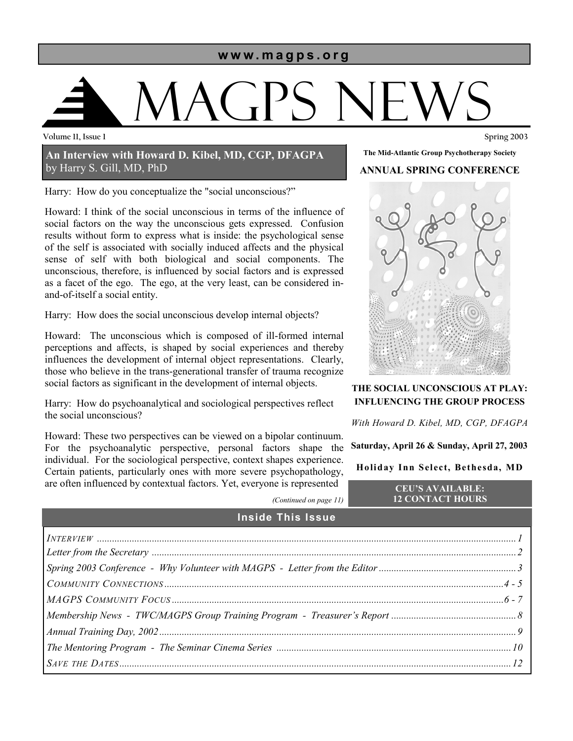www.magps.org

# MAGPS NEWS

Volume 11, Issue 1

Spring 2003

## An Interview with Howard D. Kibel, MD, CGP, DFAGPA
by Harry S. Gill, MD, PhD

Harry: How do you conceptualize the "social unconscious?"

Howard: I think of the social unconscious in terms of the influence of social factors on the way the unconscious gets expressed. Confusion results without form to express what is inside: the psychological sense of the self is associated with socially induced affects and the physical sense of self with both biological and social components. The unconscious, therefore, is influenced by social factors and is expressed as a facet of the ego. The ego, at the very least, can be considered in-and-of-itself a social entity.

Harry: How does the social unconscious develop internal objects?

Howard: The unconscious which is composed of ill-formed internal perceptions and affects, is shaped by social experiences and thereby influences the development of internal object representations. Clearly, those who believe in the trans-generational transfer of trauma recognize social factors as significant in the development of internal objects.

Harry: How do psychoanalytical and sociological perspectives reflect the social unconscious?

Howard: These two perspectives can be viewed on a bipolar continuum. For the psychoanalytic perspective, personal factors shape the individual. For the sociological perspective, context shapes experience. Certain patients, particularly ones with more severe psychopathology, are often influenced by contextual factors. Yet, everyone is represented

*(Continued on page 11)*

**The Mid-Atlantic Group Psychotherapy Society**

**ANNUAL SPRING CONFERENCE**

**THE SOCIAL UNCONSCIOUS AT PLAY: INFLUENCING THE GROUP PROCESS**

*With Howard D. Kibel, MD, CGP, DFAGPA*

**Saturday, April 26 & Sunday, April 27, 2003**

**Holiday Inn Select, Bethesda, MD**

**CEU'S AVAILABLE: 12 CONTACT HOURS**

## Inside This Issue

- *Interview* ... 1
- *Letter from the Secretary* ... 2
- *Spring 2003 Conference - Why Volunteer with MAGPS - Letter from the Editor* ... 3
- *Community Connections* ... 4 - 5
- *MAGPS Community Focus* ... 6 - 7
- *Membership News - TWC/MAGPS Group Training Program - Treasurer's Report* ... 8
- *Annual Training Day, 2002* ... 9
- *The Mentoring Program - The Seminar Cinema Series* ... 10
- *Save the Dates* ... 12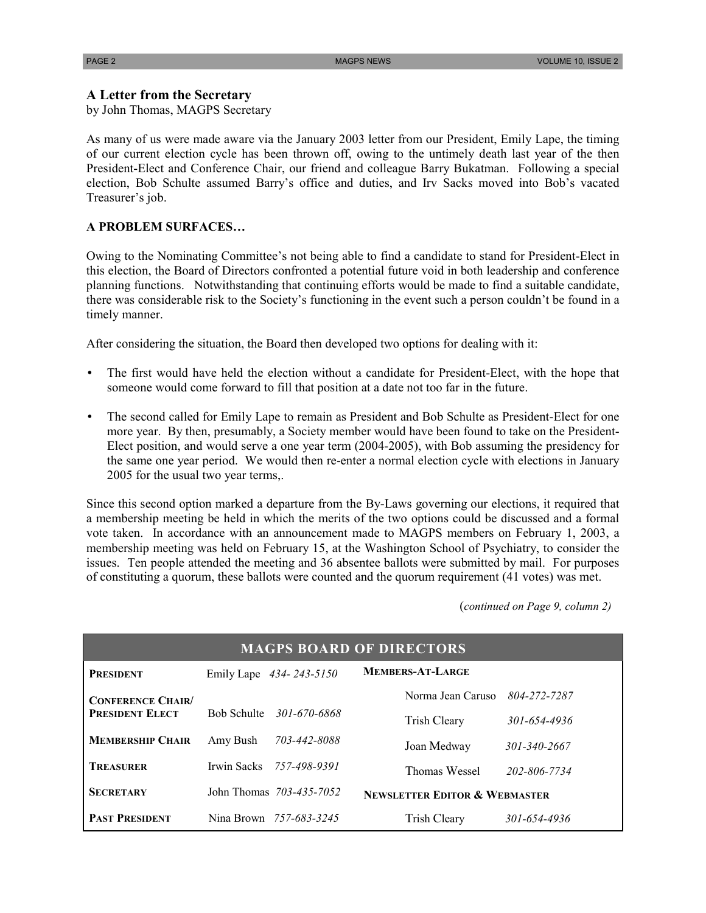## A Letter from the Secretary

by John Thomas, MAGPS Secretary

As many of us were made aware via the January 2003 letter from our President, Emily Lape, the timing of our current election cycle has been thrown off, owing to the untimely death last year of the then President-Elect and Conference Chair, our friend and colleague Barry Bukatman. Following a special election, Bob Schulte assumed Barry's office and duties, and Irv Sacks moved into Bob's vacated Treasurer's job.

### A PROBLEM SURFACES…

Owing to the Nominating Committee's not being able to find a candidate to stand for President-Elect in this election, the Board of Directors confronted a potential future void in both leadership and conference planning functions. Notwithstanding that continuing efforts would be made to find a suitable candidate, there was considerable risk to the Society's functioning in the event such a person couldn't be found in a timely manner.

After considering the situation, the Board then developed two options for dealing with it:

- The first would have held the election without a candidate for President-Elect, with the hope that someone would come forward to fill that position at a date not too far in the future.
- The second called for Emily Lape to remain as President and Bob Schulte as President-Elect for one more year. By then, presumably, a Society member would have been found to take on the President-Elect position, and would serve a one year term (2004-2005), with Bob assuming the presidency for the same one year period. We would then re-enter a normal election cycle with elections in January 2005 for the usual two year terms,.

Since this second option marked a departure from the By-Laws governing our elections, it required that a membership meeting be held in which the merits of the two options could be discussed and a formal vote taken. In accordance with an announcement made to MAGPS members on February 1, 2003, a membership meeting was held on February 15, at the Washington School of Psychiatry, to consider the issues. Ten people attended the meeting and 36 absentee ballots were submitted by mail. For purposes of constituting a quorum, these ballots were counted and the quorum requirement (41 votes) was met.

(*continued on Page 9, column 2)*

## MAGPS BOARD OF DIRECTORS

| Position | Name | Phone | Position | Name | Phone |
|---|---|---|---|---|---|
| **President** | Emily Lape | *434- 243-5150* | **Members-At-Large** | | |
| **Conference Chair/ President Elect** | Bob Schulte | *301-670-6868* | | Norma Jean Caruso | *804-272-7287* |
| **Membership Chair** | Amy Bush | *703-442-8088* | | Trish Cleary | *301-654-4936* |
| **Treasurer** | Irwin Sacks | *757-498-9391* | | Joan Medway | *301-340-2667* |
| **Secretary** | John Thomas | *703-435-7052* | | Thomas Wessel | *202-806-7734* |
| **Past President** | Nina Brown | *757-683-3245* | **Newsletter Editor & Webmaster** | Trish Cleary | *301-654-4936* |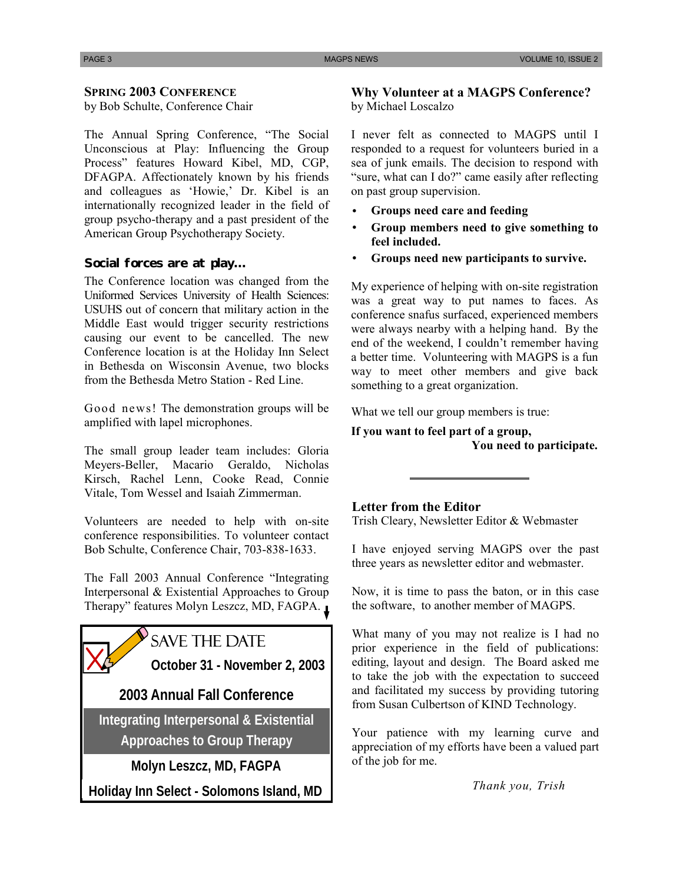## SPRING 2003 CONFERENCE

by Bob Schulte, Conference Chair

The Annual Spring Conference, "The Social Unconscious at Play: Influencing the Group Process" features Howard Kibel, MD, CGP, DFAGPA. Affectionately known by his friends and colleagues as 'Howie,' Dr. Kibel is an internationally recognized leader in the field of group psycho-therapy and a past president of the American Group Psychotherapy Society.

### Social forces are at play...

The Conference location was changed from the Uniformed Services University of Health Sciences: USUHS out of concern that military action in the Middle East would trigger security restrictions causing our event to be cancelled. The new Conference location is at the Holiday Inn Select in Bethesda on Wisconsin Avenue, two blocks from the Bethesda Metro Station - Red Line.

Good news! The demonstration groups will be amplified with lapel microphones.

The small group leader team includes: Gloria Meyers-Beller, Macario Geraldo, Nicholas Kirsch, Rachel Lenn, Cooke Read, Connie Vitale, Tom Wessel and Isaiah Zimmerman.

Volunteers are needed to help with on-site conference responsibilities. To volunteer contact Bob Schulte, Conference Chair, 703-838-1633.

The Fall 2003 Annual Conference "Integrating Interpersonal & Existential Approaches to Group Therapy" features Molyn Leszcz, MD, FAGPA.

**SAVE THE DATE**

**October 31 - November 2, 2003**

**2003 Annual Fall Conference**

**Integrating Interpersonal & Existential Approaches to Group Therapy**

**Molyn Leszcz, MD, FAGPA**

**Holiday Inn Select - Solomons Island, MD**

## Why Volunteer at a MAGPS Conference?

by Michael Loscalzo

I never felt as connected to MAGPS until I responded to a request for volunteers buried in a sea of junk emails. The decision to respond with "sure, what can I do?" came easily after reflecting on past group supervision.

- **Groups need care and feeding**
- **Group members need to give something to feel included.**
- **Groups need new participants to survive.**

My experience of helping with on-site registration was a great way to put names to faces. As conference snafus surfaced, experienced members were always nearby with a helping hand. By the end of the weekend, I couldn't remember having a better time. Volunteering with MAGPS is a fun way to meet other members and give back something to a great organization.

What we tell our group members is true:

**If you want to feel part of a group,**
**You need to participate.**

## Letter from the Editor

Trish Cleary, Newsletter Editor & Webmaster

I have enjoyed serving MAGPS over the past three years as newsletter editor and webmaster.

Now, it is time to pass the baton, or in this case the software, to another member of MAGPS.

What many of you may not realize is I had no prior experience in the field of publications: editing, layout and design. The Board asked me to take the job with the expectation to succeed and facilitated my success by providing tutoring from Susan Culbertson of KIND Technology.

Your patience with my learning curve and appreciation of my efforts have been a valued part of the job for me.

*Thank you, Trish*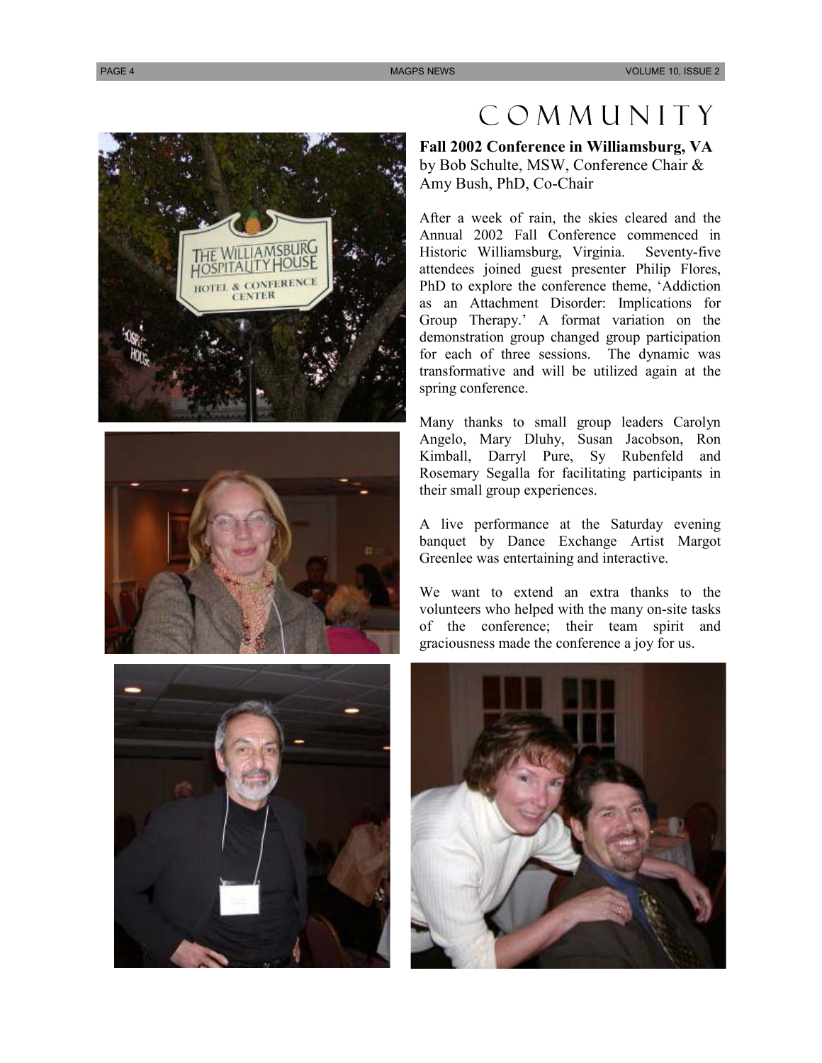# COMMUNITY

**Fall 2002 Conference in Williamsburg, VA**
by Bob Schulte, MSW, Conference Chair & Amy Bush, PhD, Co-Chair

After a week of rain, the skies cleared and the Annual 2002 Fall Conference commenced in Historic Williamsburg, Virginia. Seventy-five attendees joined guest presenter Philip Flores, PhD to explore the conference theme, 'Addiction as an Attachment Disorder: Implications for Group Therapy.' A format variation on the demonstration group changed group participation for each of three sessions. The dynamic was transformative and will be utilized again at the spring conference.

Many thanks to small group leaders Carolyn Angelo, Mary Dluhy, Susan Jacobson, Ron Kimball, Darryl Pure, Sy Rubenfeld and Rosemary Segalla for facilitating participants in their small group experiences.

A live performance at the Saturday evening banquet by Dance Exchange Artist Margot Greenlee was entertaining and interactive.

We want to extend an extra thanks to the volunteers who helped with the many on-site tasks of the conference; their team spirit and graciousness made the conference a joy for us.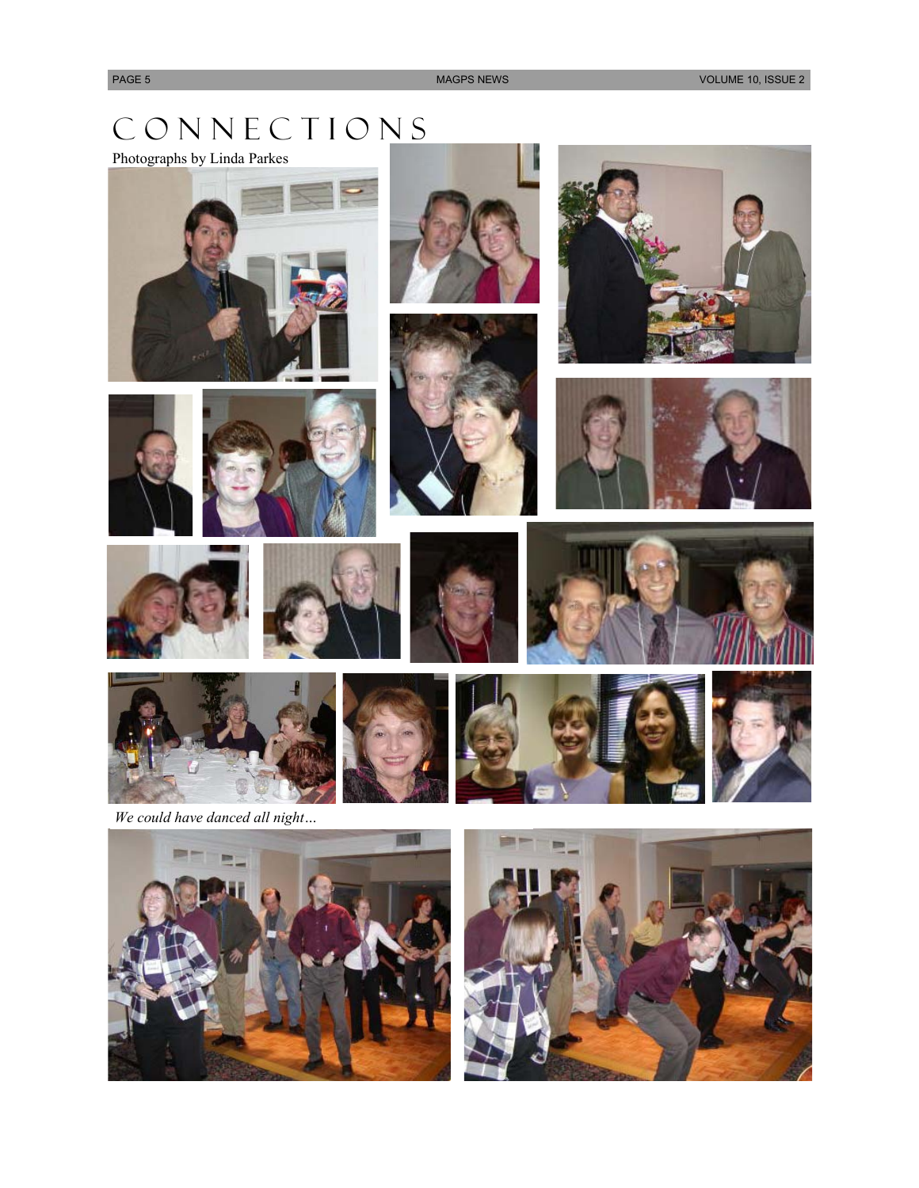# CONNECTIONS

Photographs by Linda Parkes

*We could have danced all night…*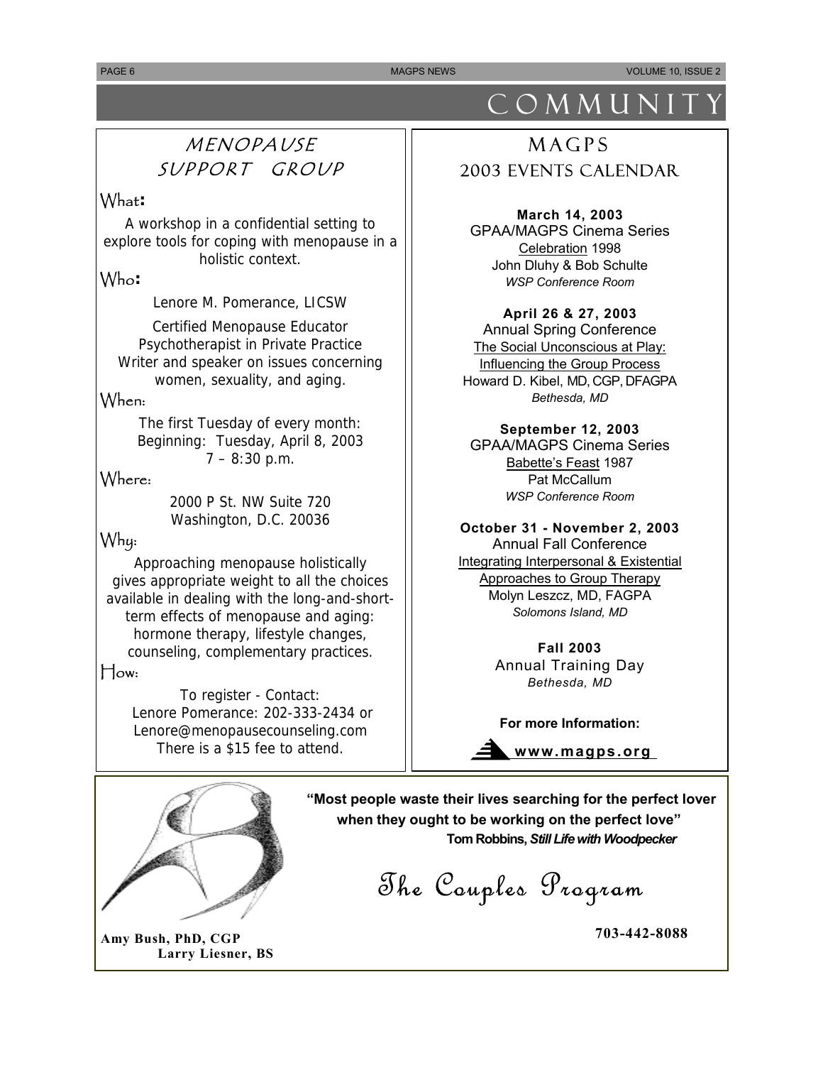# COMMUNITY

## MENOPAUSE SUPPORT GROUP

**What:**

A workshop in a confidential setting to explore tools for coping with menopause in a holistic context.

**Who:**

Lenore M. Pomerance, LICSW

Certified Menopause Educator
Psychotherapist in Private Practice
Writer and speaker on issues concerning women, sexuality, and aging.

**When:**

The first Tuesday of every month:
Beginning: Tuesday, April 8, 2003
7 – 8:30 p.m.

**Where:**

2000 P St. NW Suite 720
Washington, D.C. 20036

**Why:**

Approaching menopause holistically gives appropriate weight to all the choices available in dealing with the long-and-short-term effects of menopause and aging: hormone therapy, lifestyle changes, counseling, complementary practices.

**How:**

To register - Contact:
Lenore Pomerance: 202-333-2434 or
Lenore@menopausecounseling.com
There is a $15 fee to attend.

## MAGPS 2003 EVENTS CALENDAR

**March 14, 2003**
GPAA/MAGPS Cinema Series
Celebration 1998
John Dluhy & Bob Schulte
*WSP Conference Room*

**April 26 & 27, 2003**
Annual Spring Conference
The Social Unconscious at Play: Influencing the Group Process
Howard D. Kibel, MD, CGP, DFAGPA
*Bethesda, MD*

**September 12, 2003**
GPAA/MAGPS Cinema Series
Babette's Feast 1987
Pat McCallum
*WSP Conference Room*

**October 31 - November 2, 2003**
Annual Fall Conference
Integrating Interpersonal & Existential Approaches to Group Therapy
Molyn Leszcz, MD, FAGPA
*Solomons Island, MD*

**Fall 2003**
Annual Training Day
*Bethesda, MD*

**For more Information:**

**www.magps.org**

---

**"Most people waste their lives searching for the perfect lover when they ought to be working on the perfect love"**
**Tom Robbins, *Still Life with Woodpecker***

## The Couples Program

**Amy Bush, PhD, CGP**
**Larry Liesner, BS**

**703-442-8088**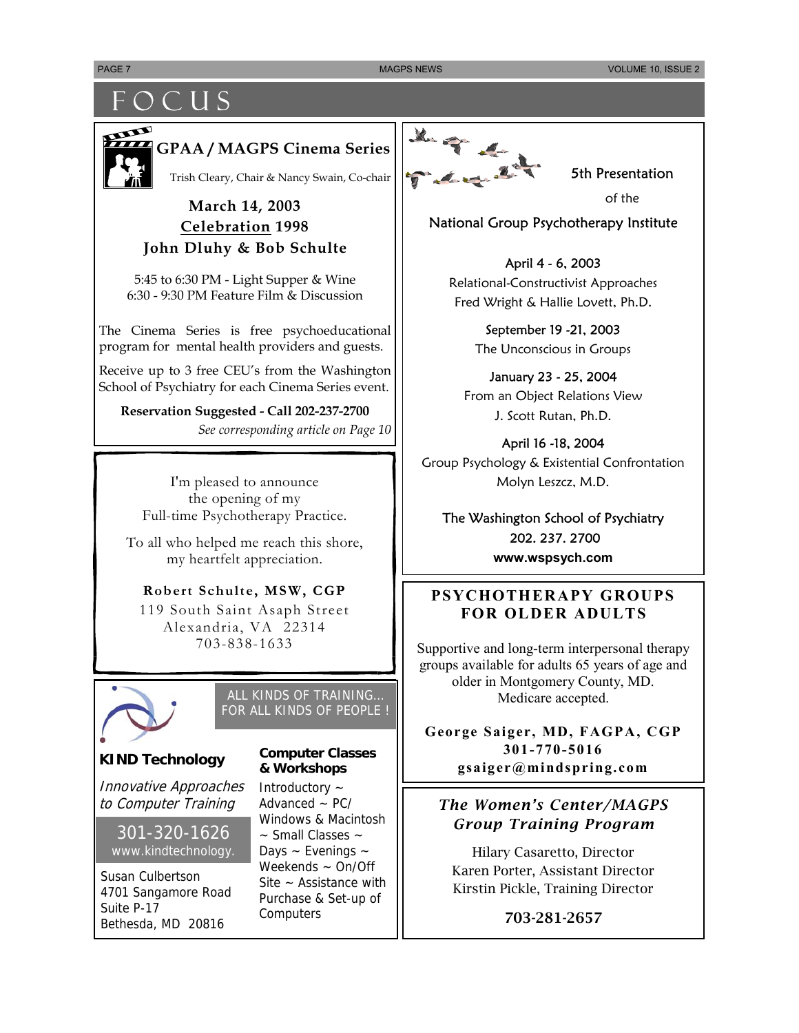# FOCUS

## GPAA / MAGPS Cinema Series

Trish Cleary, Chair & Nancy Swain, Co-chair

**March 14, 2003**
**Celebration 1998**
**John Dluhy & Bob Schulte**

5:45 to 6:30 PM - Light Supper & Wine
6:30 - 9:30 PM Feature Film & Discussion

The Cinema Series is free psychoeducational program for mental health providers and guests.

Receive up to 3 free CEU's from the Washington School of Psychiatry for each Cinema Series event.

**Reservation Suggested - Call 202-237-2700**

*See corresponding article on Page 10*

---

I'm pleased to announce the opening of my Full-time Psychotherapy Practice.

To all who helped me reach this shore, my heartfelt appreciation.

**Robert Schulte, MSW, CGP**
119 South Saint Asaph Street
Alexandria, VA 22314
703-838-1633

---

ALL KINDS OF TRAINING... FOR ALL KINDS OF PEOPLE !

**KIND Technology**

*Innovative Approaches to Computer Training*

301-320-1626
www.kindtechnology.

Susan Culbertson
4701 Sangamore Road
Suite P-17
Bethesda, MD 20816

**Computer Classes & Workshops**

Introductory ~ Advanced ~ PC/ Windows & Macintosh ~ Small Classes ~ Days ~ Evenings ~ Weekends ~ On/Off Site ~ Assistance with Purchase & Set-up of Computers

---

5th Presentation of the National Group Psychotherapy Institute

April 4 - 6, 2003
Relational-Constructivist Approaches
Fred Wright & Hallie Lovett, Ph.D.

September 19 -21, 2003
The Unconscious in Groups

January 23 - 25, 2004
From an Object Relations View
J. Scott Rutan, Ph.D.

April 16 -18, 2004
Group Psychology & Existential Confrontation
Molyn Leszcz, M.D.

The Washington School of Psychiatry
202. 237. 2700
**www.wspsych.com**

---

## PSYCHOTHERAPY GROUPS FOR OLDER ADULTS

Supportive and long-term interpersonal therapy groups available for adults 65 years of age and older in Montgomery County, MD. Medicare accepted.

**George Saiger, MD, FAGPA, CGP**
**301-770-5016**
**gsaiger@mindspring.com**

---

## *The Women's Center/MAGPS Group Training Program*

Hilary Casaretto, Director
Karen Porter, Assistant Director
Kirstin Pickle, Training Director

**703-281-2657**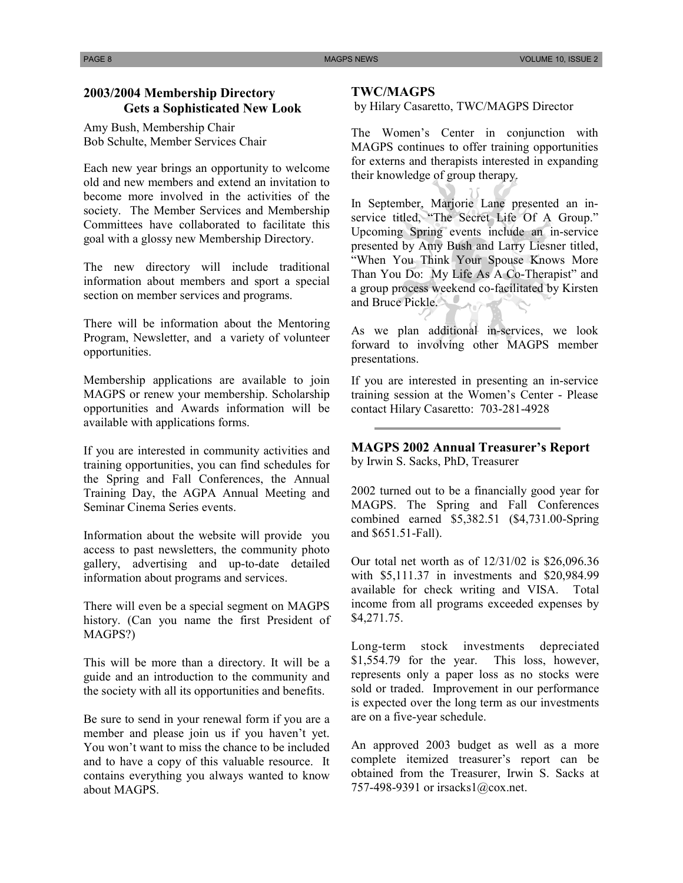## 2003/2004 Membership Directory Gets a Sophisticated New Look

Amy Bush, Membership Chair
Bob Schulte, Member Services Chair

Each new year brings an opportunity to welcome old and new members and extend an invitation to become more involved in the activities of the society. The Member Services and Membership Committees have collaborated to facilitate this goal with a glossy new Membership Directory.

The new directory will include traditional information about members and sport a special section on member services and programs.

There will be information about the Mentoring Program, Newsletter, and a variety of volunteer opportunities.

Membership applications are available to join MAGPS or renew your membership. Scholarship opportunities and Awards information will be available with applications forms.

If you are interested in community activities and training opportunities, you can find schedules for the Spring and Fall Conferences, the Annual Training Day, the AGPA Annual Meeting and Seminar Cinema Series events.

Information about the website will provide you access to past newsletters, the community photo gallery, advertising and up-to-date detailed information about programs and services.

There will even be a special segment on MAGPS history. (Can you name the first President of MAGPS?)

This will be more than a directory. It will be a guide and an introduction to the community and the society with all its opportunities and benefits.

Be sure to send in your renewal form if you are a member and please join us if you haven't yet. You won't want to miss the chance to be included and to have a copy of this valuable resource. It contains everything you always wanted to know about MAGPS.

## TWC/MAGPS

by Hilary Casaretto, TWC/MAGPS Director

The Women's Center in conjunction with MAGPS continues to offer training opportunities for externs and therapists interested in expanding their knowledge of group therapy.

In September, Marjorie Lane presented an in-service titled, "The Secret Life Of A Group." Upcoming Spring events include an in-service presented by Amy Bush and Larry Liesner titled, "When You Think Your Spouse Knows More Than You Do: My Life As A Co-Therapist" and a group process weekend co-facilitated by Kirsten and Bruce Pickle.

As we plan additional in-services, we look forward to involving other MAGPS member presentations.

If you are interested in presenting an in-service training session at the Women's Center - Please contact Hilary Casaretto: 703-281-4928

---

## MAGPS 2002 Annual Treasurer's Report

by Irwin S. Sacks, PhD, Treasurer

2002 turned out to be a financially good year for MAGPS. The Spring and Fall Conferences combined earned $5,382.51 ($4,731.00-Spring and $651.51-Fall).

Our total net worth as of 12/31/02 is $26,096.36 with $5,111.37 in investments and $20,984.99 available for check writing and VISA. Total income from all programs exceeded expenses by $4,271.75.

Long-term stock investments depreciated $1,554.79 for the year. This loss, however, represents only a paper loss as no stocks were sold or traded. Improvement in our performance is expected over the long term as our investments are on a five-year schedule.

An approved 2003 budget as well as a more complete itemized treasurer's report can be obtained from the Treasurer, Irwin S. Sacks at 757-498-9391 or irsacks1@cox.net.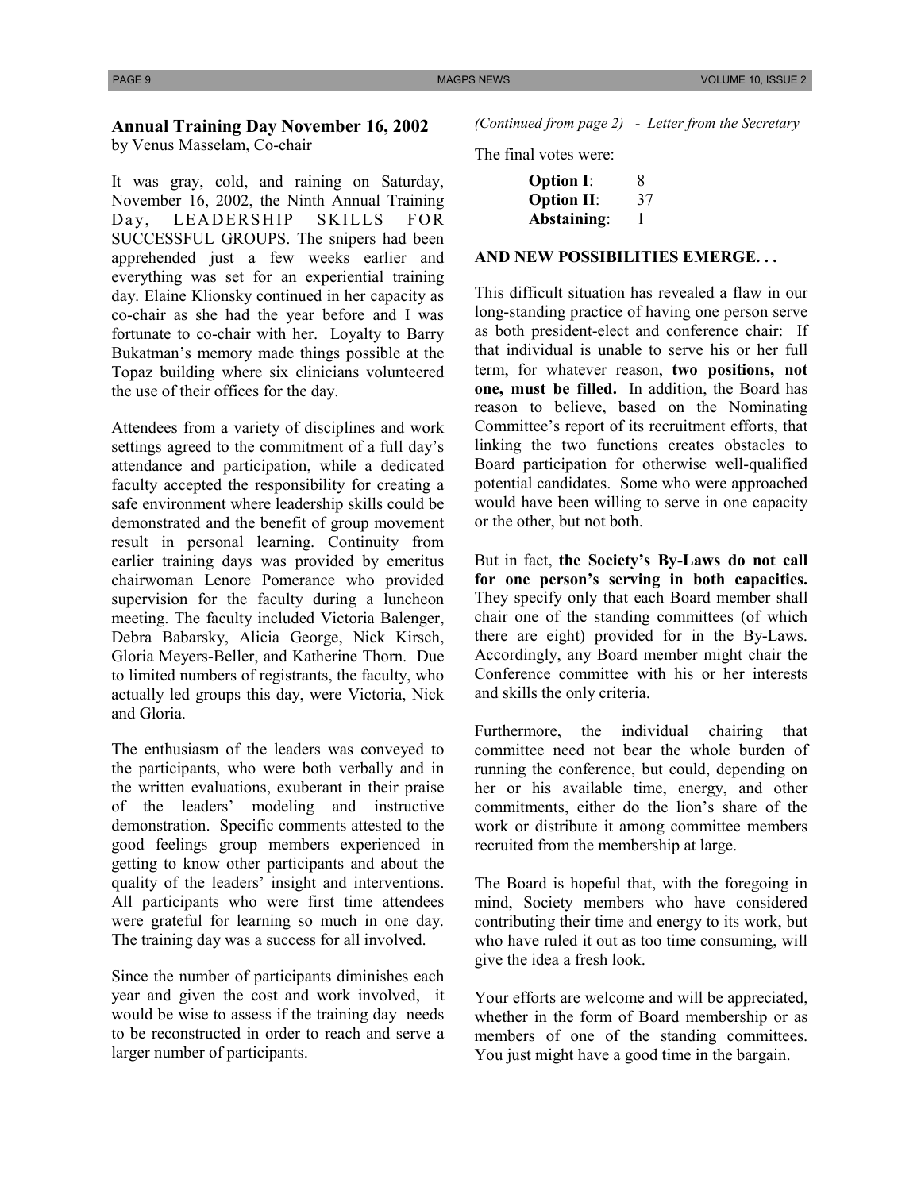## Annual Training Day November 16, 2002

by Venus Masselam, Co-chair

It was gray, cold, and raining on Saturday, November 16, 2002, the Ninth Annual Training Day, LEADERSHIP SKILLS FOR SUCCESSFUL GROUPS. The snipers had been apprehended just a few weeks earlier and everything was set for an experiential training day. Elaine Klionsky continued in her capacity as co-chair as she had the year before and I was fortunate to co-chair with her. Loyalty to Barry Bukatman's memory made things possible at the Topaz building where six clinicians volunteered the use of their offices for the day.

Attendees from a variety of disciplines and work settings agreed to the commitment of a full day's attendance and participation, while a dedicated faculty accepted the responsibility for creating a safe environment where leadership skills could be demonstrated and the benefit of group movement result in personal learning. Continuity from earlier training days was provided by emeritus chairwoman Lenore Pomerance who provided supervision for the faculty during a luncheon meeting. The faculty included Victoria Balenger, Debra Babarsky, Alicia George, Nick Kirsch, Gloria Meyers-Beller, and Katherine Thorn. Due to limited numbers of registrants, the faculty, who actually led groups this day, were Victoria, Nick and Gloria.

The enthusiasm of the leaders was conveyed to the participants, who were both verbally and in the written evaluations, exuberant in their praise of the leaders' modeling and instructive demonstration. Specific comments attested to the good feelings group members experienced in getting to know other participants and about the quality of the leaders' insight and interventions. All participants who were first time attendees were grateful for learning so much in one day. The training day was a success for all involved.

Since the number of participants diminishes each year and given the cost and work involved, it would be wise to assess if the training day needs to be reconstructed in order to reach and serve a larger number of participants.

*(Continued from page 2) - Letter from the Secretary*

The final votes were:

| | |
|---|---|
| **Option I**: | 8 |
| **Option II**: | 37 |
| **Abstaining**: | 1 |

**AND NEW POSSIBILITIES EMERGE. . .**

This difficult situation has revealed a flaw in our long-standing practice of having one person serve as both president-elect and conference chair: If that individual is unable to serve his or her full term, for whatever reason, **two positions, not one, must be filled.** In addition, the Board has reason to believe, based on the Nominating Committee's report of its recruitment efforts, that linking the two functions creates obstacles to Board participation for otherwise well-qualified potential candidates. Some who were approached would have been willing to serve in one capacity or the other, but not both.

But in fact, **the Society's By-Laws do not call for one person's serving in both capacities.** They specify only that each Board member shall chair one of the standing committees (of which there are eight) provided for in the By-Laws. Accordingly, any Board member might chair the Conference committee with his or her interests and skills the only criteria.

Furthermore, the individual chairing that committee need not bear the whole burden of running the conference, but could, depending on her or his available time, energy, and other commitments, either do the lion's share of the work or distribute it among committee members recruited from the membership at large.

The Board is hopeful that, with the foregoing in mind, Society members who have considered contributing their time and energy to its work, but who have ruled it out as too time consuming, will give the idea a fresh look.

Your efforts are welcome and will be appreciated, whether in the form of Board membership or as members of one of the standing committees. You just might have a good time in the bargain.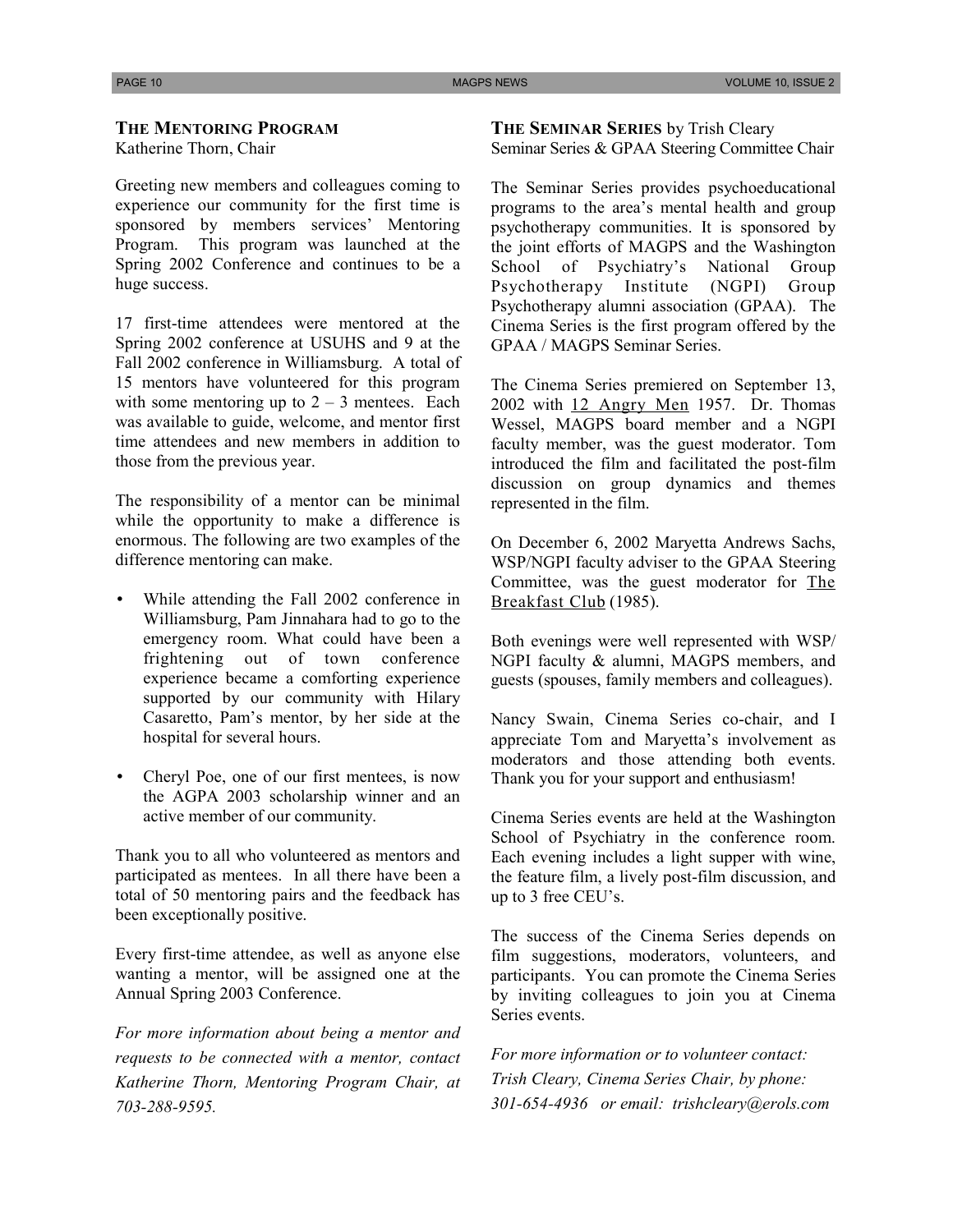## THE MENTORING PROGRAM

Katherine Thorn, Chair

Greeting new members and colleagues coming to experience our community for the first time is sponsored by members services' Mentoring Program. This program was launched at the Spring 2002 Conference and continues to be a huge success.

17 first-time attendees were mentored at the Spring 2002 conference at USUHS and 9 at the Fall 2002 conference in Williamsburg. A total of 15 mentors have volunteered for this program with some mentoring up to 2 – 3 mentees. Each was available to guide, welcome, and mentor first time attendees and new members in addition to those from the previous year.

The responsibility of a mentor can be minimal while the opportunity to make a difference is enormous. The following are two examples of the difference mentoring can make.

- While attending the Fall 2002 conference in Williamsburg, Pam Jinnahara had to go to the emergency room. What could have been a frightening out of town conference experience became a comforting experience supported by our community with Hilary Casaretto, Pam's mentor, by her side at the hospital for several hours.
- Cheryl Poe, one of our first mentees, is now the AGPA 2003 scholarship winner and an active member of our community.

Thank you to all who volunteered as mentors and participated as mentees. In all there have been a total of 50 mentoring pairs and the feedback has been exceptionally positive.

Every first-time attendee, as well as anyone else wanting a mentor, will be assigned one at the Annual Spring 2003 Conference.

*For more information about being a mentor and requests to be connected with a mentor, contact Katherine Thorn, Mentoring Program Chair, at 703-288-9595.*

## THE SEMINAR SERIES by Trish Cleary

Seminar Series & GPAA Steering Committee Chair

The Seminar Series provides psychoeducational programs to the area's mental health and group psychotherapy communities. It is sponsored by the joint efforts of MAGPS and the Washington School of Psychiatry's National Group Psychotherapy Institute (NGPI) Group Psychotherapy alumni association (GPAA). The Cinema Series is the first program offered by the GPAA / MAGPS Seminar Series.

The Cinema Series premiered on September 13, 2002 with 12 Angry Men 1957. Dr. Thomas Wessel, MAGPS board member and a NGPI faculty member, was the guest moderator. Tom introduced the film and facilitated the post-film discussion on group dynamics and themes represented in the film.

On December 6, 2002 Maryetta Andrews Sachs, WSP/NGPI faculty adviser to the GPAA Steering Committee, was the guest moderator for The Breakfast Club (1985).

Both evenings were well represented with WSP/ NGPI faculty & alumni, MAGPS members, and guests (spouses, family members and colleagues).

Nancy Swain, Cinema Series co-chair, and I appreciate Tom and Maryetta's involvement as moderators and those attending both events. Thank you for your support and enthusiasm!

Cinema Series events are held at the Washington School of Psychiatry in the conference room. Each evening includes a light supper with wine, the feature film, a lively post-film discussion, and up to 3 free CEU's.

The success of the Cinema Series depends on film suggestions, moderators, volunteers, and participants. You can promote the Cinema Series by inviting colleagues to join you at Cinema Series events.

*For more information or to volunteer contact: Trish Cleary, Cinema Series Chair, by phone: 301-654-4936 or email: trishcleary@erols.com*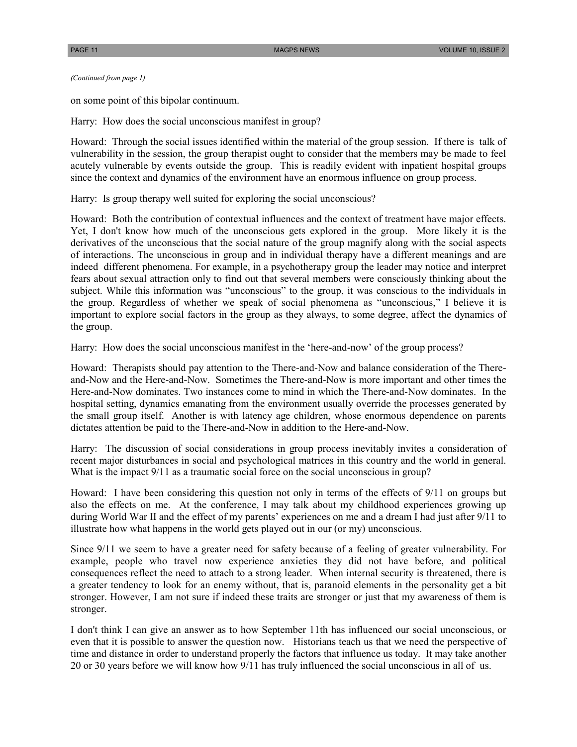*(Continued from page 1)*

on some point of this bipolar continuum.

Harry: How does the social unconscious manifest in group?

Howard: Through the social issues identified within the material of the group session. If there is talk of vulnerability in the session, the group therapist ought to consider that the members may be made to feel acutely vulnerable by events outside the group. This is readily evident with inpatient hospital groups since the context and dynamics of the environment have an enormous influence on group process.

Harry: Is group therapy well suited for exploring the social unconscious?

Howard: Both the contribution of contextual influences and the context of treatment have major effects. Yet, I don't know how much of the unconscious gets explored in the group. More likely it is the derivatives of the unconscious that the social nature of the group magnify along with the social aspects of interactions. The unconscious in group and in individual therapy have a different meanings and are indeed different phenomena. For example, in a psychotherapy group the leader may notice and interpret fears about sexual attraction only to find out that several members were consciously thinking about the subject. While this information was "unconscious" to the group, it was conscious to the individuals in the group. Regardless of whether we speak of social phenomena as "unconscious," I believe it is important to explore social factors in the group as they always, to some degree, affect the dynamics of the group.

Harry: How does the social unconscious manifest in the 'here-and-now' of the group process?

Howard: Therapists should pay attention to the There-and-Now and balance consideration of the There-and-Now and the Here-and-Now. Sometimes the There-and-Now is more important and other times the Here-and-Now dominates. Two instances come to mind in which the There-and-Now dominates. In the hospital setting, dynamics emanating from the environment usually override the processes generated by the small group itself. Another is with latency age children, whose enormous dependence on parents dictates attention be paid to the There-and-Now in addition to the Here-and-Now.

Harry: The discussion of social considerations in group process inevitably invites a consideration of recent major disturbances in social and psychological matrices in this country and the world in general. What is the impact 9/11 as a traumatic social force on the social unconscious in group?

Howard: I have been considering this question not only in terms of the effects of 9/11 on groups but also the effects on me. At the conference, I may talk about my childhood experiences growing up during World War II and the effect of my parents' experiences on me and a dream I had just after 9/11 to illustrate how what happens in the world gets played out in our (or my) unconscious.

Since 9/11 we seem to have a greater need for safety because of a feeling of greater vulnerability. For example, people who travel now experience anxieties they did not have before, and political consequences reflect the need to attach to a strong leader. When internal security is threatened, there is a greater tendency to look for an enemy without, that is, paranoid elements in the personality get a bit stronger. However, I am not sure if indeed these traits are stronger or just that my awareness of them is stronger.

I don't think I can give an answer as to how September 11th has influenced our social unconscious, or even that it is possible to answer the question now. Historians teach us that we need the perspective of time and distance in order to understand properly the factors that influence us today. It may take another 20 or 30 years before we will know how 9/11 has truly influenced the social unconscious in all of us.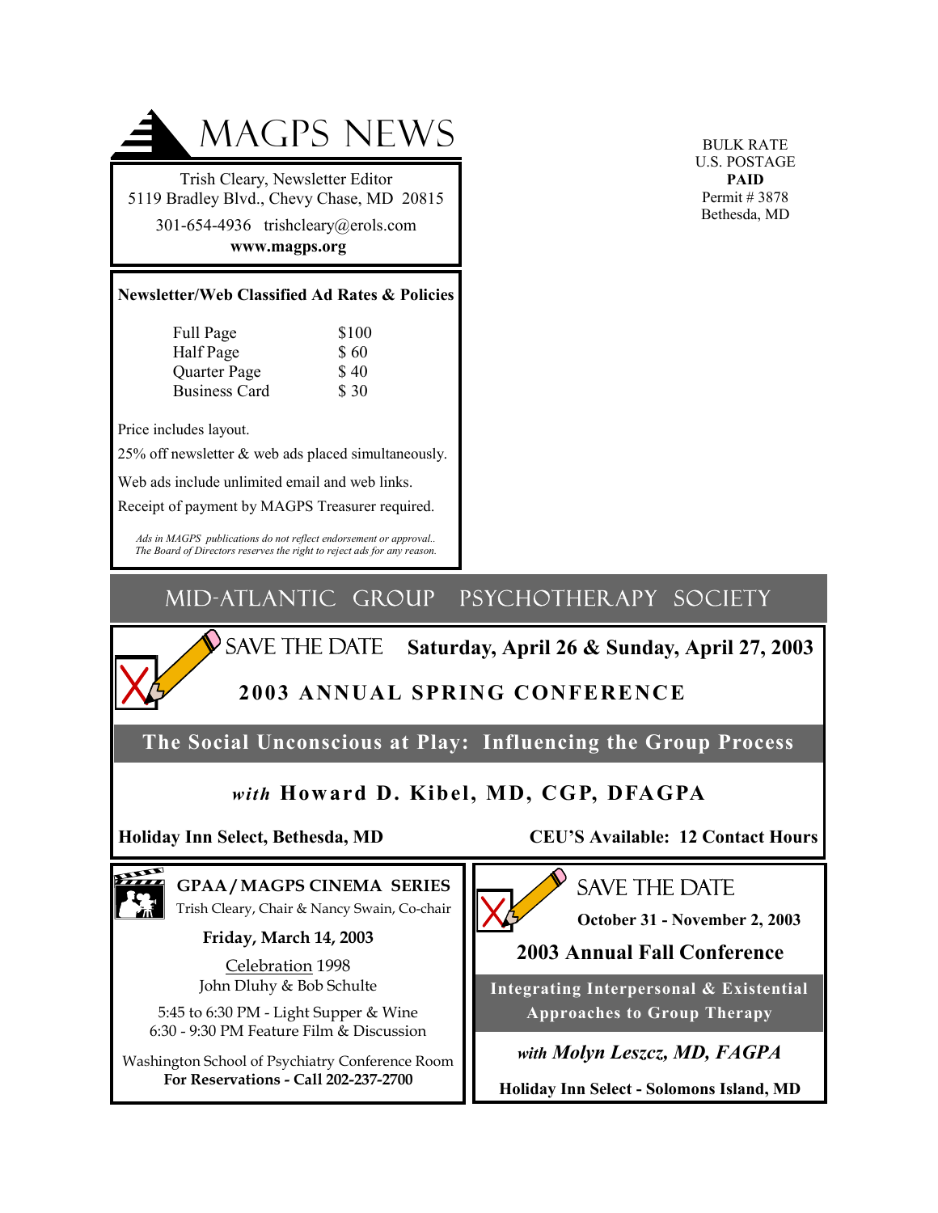# MAGPS NEWS

Trish Cleary, Newsletter Editor
5119 Bradley Blvd., Chevy Chase, MD 20815
301-654-4936 trishcleary@erols.com
**www.magps.org**

BULK RATE
U.S. POSTAGE
**PAID**
Permit # 3878
Bethesda, MD

**Newsletter/Web Classified Ad Rates & Policies**

| | |
|---|---|
| Full Page | $100 |
| Half Page | $ 60 |
| Quarter Page | $ 40 |
| Business Card | $ 30 |

Price includes layout.

25% off newsletter & web ads placed simultaneously.

Web ads include unlimited email and web links.

Receipt of payment by MAGPS Treasurer required.

*Ads in MAGPS publications do not reflect endorsement or approval.. The Board of Directors reserves the right to reject ads for any reason.*

## MID-ATLANTIC GROUP PSYCHOTHERAPY SOCIETY

SAVE THE DATE **Saturday, April 26 & Sunday, April 27, 2003**

### 2003 ANNUAL SPRING CONFERENCE

**The Social Unconscious at Play: Influencing the Group Process**

***with* Howard D. Kibel, MD, CGP, DFAGPA**

**Holiday Inn Select, Bethesda, MD**

**CEU'S Available: 12 Contact Hours**

### GPAA / MAGPS CINEMA SERIES

Trish Cleary, Chair & Nancy Swain, Co-chair

**Friday, March 14, 2003**

Celebration 1998
John Dluhy & Bob Schulte

5:45 to 6:30 PM - Light Supper & Wine
6:30 - 9:30 PM Feature Film & Discussion

Washington School of Psychiatry Conference Room
**For Reservations - Call 202-237-2700**

SAVE THE DATE

**October 31 - November 2, 2003**

### 2003 Annual Fall Conference

**Integrating Interpersonal & Existential Approaches to Group Therapy**

***with Molyn Leszcz, MD, FAGPA***

**Holiday Inn Select - Solomons Island, MD**